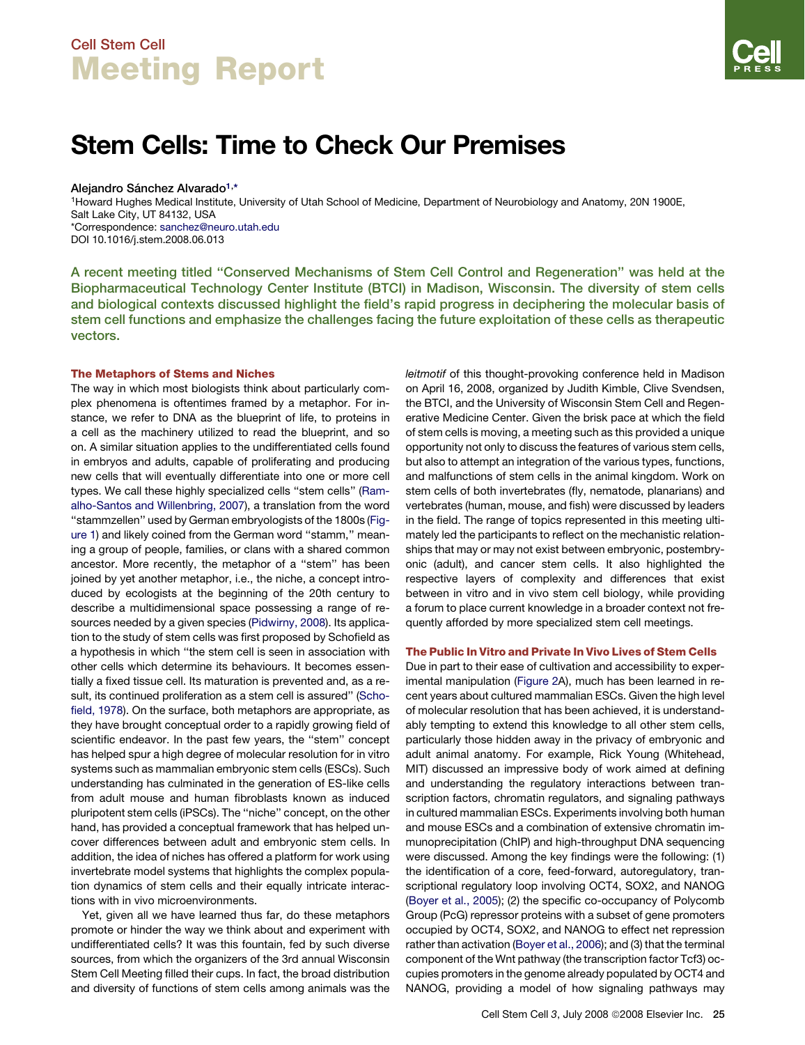Cell Stem Cell

# Meeting Report

# Stem Cells: Time to Check Our Premises

Alejandro Sánchez Alvarado[1,*]

[1]Howard Hughes Medical Institute, University of Utah School of Medicine, Department of Neurobiology and Anatomy, 20N 1900E, Salt Lake City, UT 84132, USA

*Correspondence: sanchez@neuro.utah.edu

DOI 10.1016/j.stem.2008.06.013

**A recent meeting titled "Conserved Mechanisms of Stem Cell Control and Regeneration" was held at the Biopharmaceutical Technology Center Institute (BTCI) in Madison, Wisconsin. The diversity of stem cells and biological contexts discussed highlight the field's rapid progress in deciphering the molecular basis of stem cell functions and emphasize the challenges facing the future exploitation of these cells as therapeutic vectors.**

## The Metaphors of Stems and Niches

The way in which most biologists think about particularly complex phenomena is oftentimes framed by a metaphor. For instance, we refer to DNA as the blueprint of life, to proteins in a cell as the machinery utilized to read the blueprint, and so on. A similar situation applies to the undifferentiated cells found in embryos and adults, capable of proliferating and producing new cells that will eventually differentiate into one or more cell types. We call these highly specialized cells "stem cells" (Ramalho-Santos and Willenbring, 2007), a translation from the word "stammzellen" used by German embryologists of the 1800s (Figure 1) and likely coined from the German word "stamm," meaning a group of people, families, or clans with a shared common ancestor. More recently, the metaphor of a "stem" has been joined by yet another metaphor, i.e., the niche, a concept introduced by ecologists at the beginning of the 20th century to describe a multidimensional space possessing a range of resources needed by a given species (Pidwirny, 2008). Its application to the study of stem cells was first proposed by Schofield as a hypothesis in which "the stem cell is seen in association with other cells which determine its behaviours. It becomes essentially a fixed tissue cell. Its maturation is prevented and, as a result, its continued proliferation as a stem cell is assured" (Schofield, 1978). On the surface, both metaphors are appropriate, as they have brought conceptual order to a rapidly growing field of scientific endeavor. In the past few years, the "stem" concept has helped spur a high degree of molecular resolution for in vitro systems such as mammalian embryonic stem cells (ESCs). Such understanding has culminated in the generation of ES-like cells from adult mouse and human fibroblasts known as induced pluripotent stem cells (iPSCs). The "niche" concept, on the other hand, has provided a conceptual framework that has helped uncover differences between adult and embryonic stem cells. In addition, the idea of niches has offered a platform for work using invertebrate model systems that highlights the complex population dynamics of stem cells and their equally intricate interactions with in vivo microenvironments.

Yet, given all we have learned thus far, do these metaphors promote or hinder the way we think about and experiment with undifferentiated cells? It was this fountain, fed by such diverse sources, from which the organizers of the 3rd annual Wisconsin Stem Cell Meeting filled their cups. In fact, the broad distribution and diversity of functions of stem cells among animals was the *leitmotif* of this thought-provoking conference held in Madison on April 16, 2008, organized by Judith Kimble, Clive Svendsen, the BTCI, and the University of Wisconsin Stem Cell and Regenerative Medicine Center. Given the brisk pace at which the field of stem cells is moving, a meeting such as this provided a unique opportunity not only to discuss the features of various stem cells, but also to attempt an integration of the various types, functions, and malfunctions of stem cells in the animal kingdom. Work on stem cells of both invertebrates (fly, nematode, planarians) and vertebrates (human, mouse, and fish) were discussed by leaders in the field. The range of topics represented in this meeting ultimately led the participants to reflect on the mechanistic relationships that may or may not exist between embryonic, postembryonic (adult), and cancer stem cells. It also highlighted the respective layers of complexity and differences that exist between in vitro and in vivo stem cell biology, while providing a forum to place current knowledge in a broader context not frequently afforded by more specialized stem cell meetings.

## The Public In Vitro and Private In Vivo Lives of Stem Cells

Due in part to their ease of cultivation and accessibility to experimental manipulation (Figure 2A), much has been learned in recent years about cultured mammalian ESCs. Given the high level of molecular resolution that has been achieved, it is understandably tempting to extend this knowledge to all other stem cells, particularly those hidden away in the privacy of embryonic and adult animal anatomy. For example, Rick Young (Whitehead, MIT) discussed an impressive body of work aimed at defining and understanding the regulatory interactions between transcription factors, chromatin regulators, and signaling pathways in cultured mammalian ESCs. Experiments involving both human and mouse ESCs and a combination of extensive chromatin immunoprecipitation (ChIP) and high-throughput DNA sequencing were discussed. Among the key findings were the following: (1) the identification of a core, feed-forward, autoregulatory, transcriptional regulatory loop involving OCT4, SOX2, and NANOG (Boyer et al., 2005); (2) the specific co-occupancy of Polycomb Group (PcG) repressor proteins with a subset of gene promoters occupied by OCT4, SOX2, and NANOG to effect net repression rather than activation (Boyer et al., 2006); and (3) that the terminal component of the Wnt pathway (the transcription factor Tcf3) occupies promoters in the genome already populated by OCT4 and NANOG, providing a model of how signaling pathways may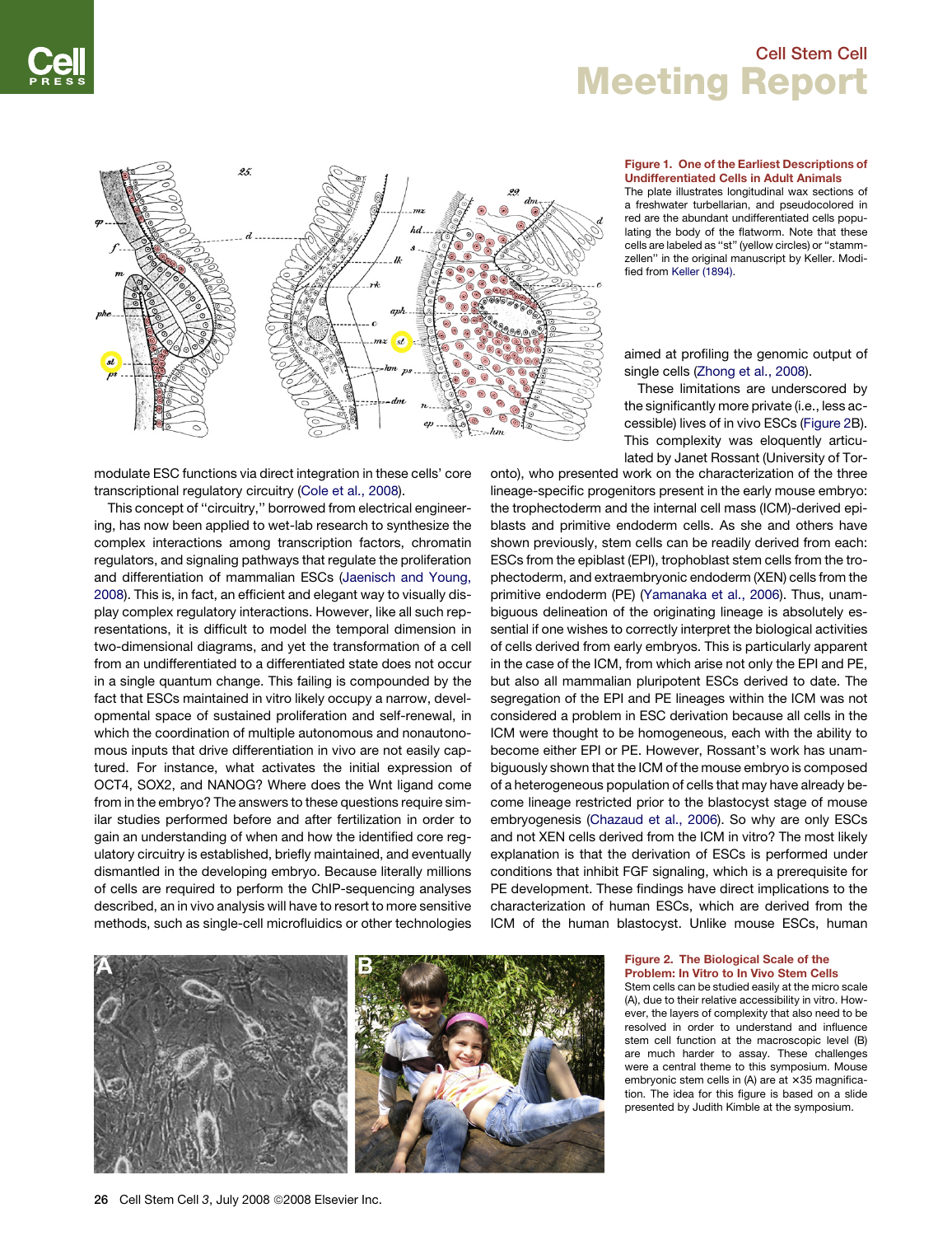**Figure 1. One of the Earliest Descriptions of Undifferentiated Cells in Adult Animals**

The plate illustrates longitudinal wax sections of a freshwater turbellarian, and pseudocolored in red are the abundant undifferentiated cells populating the body of the flatworm. Note that these cells are labeled as "st" (yellow circles) or "stammzellen" in the original manuscript by Keller. Modified from Keller (1894).

modulate ESC functions via direct integration in these cells' core transcriptional regulatory circuitry (Cole et al., 2008).

This concept of "circuitry," borrowed from electrical engineering, has now been applied to wet-lab research to synthesize the complex interactions among transcription factors, chromatin regulators, and signaling pathways that regulate the proliferation and differentiation of mammalian ESCs (Jaenisch and Young, 2008). This is, in fact, an efficient and elegant way to visually display complex regulatory interactions. However, like all such representations, it is difficult to model the temporal dimension in two-dimensional diagrams, and yet the transformation of a cell from an undifferentiated to a differentiated state does not occur in a single quantum change. This failing is compounded by the fact that ESCs maintained in vitro likely occupy a narrow, developmental space of sustained proliferation and self-renewal, in which the coordination of multiple autonomous and nonautonomous inputs that drive differentiation in vivo are not easily captured. For instance, what activates the initial expression of OCT4, SOX2, and NANOG? Where does the Wnt ligand come from in the embryo? The answers to these questions require similar studies performed before and after fertilization in order to gain an understanding of when and how the identified core regulatory circuitry is established, briefly maintained, and eventually dismantled in the developing embryo. Because literally millions of cells are required to perform the ChIP-sequencing analyses described, an in vivo analysis will have to resort to more sensitive methods, such as single-cell microfluidics or other technologies aimed at profiling the genomic output of single cells (Zhong et al., 2008).

These limitations are underscored by the significantly more private (i.e., less accessible) lives of in vivo ESCs (Figure 2B). This complexity was eloquently articulated by Janet Rossant (University of Toronto), who presented work on the characterization of the three lineage-specific progenitors present in the early mouse embryo: the trophectoderm and the internal cell mass (ICM)-derived epiblasts and primitive endoderm cells. As she and others have shown previously, stem cells can be readily derived from each: ESCs from the epiblast (EPI), trophoblast stem cells from the trophectoderm, and extraembryonic endoderm (XEN) cells from the primitive endoderm (PE) (Yamanaka et al., 2006). Thus, unambiguous delineation of the originating lineage is absolutely essential if one wishes to correctly interpret the biological activities of cells derived from early embryos. This is particularly apparent in the case of the ICM, from which arise not only the EPI and PE, but also all mammalian pluripotent ESCs derived to date. The segregation of the EPI and PE lineages within the ICM was not considered a problem in ESC derivation because all cells in the ICM were thought to be homogeneous, each with the ability to become either EPI or PE. However, Rossant's work has unambiguously shown that the ICM of the mouse embryo is composed of a heterogeneous population of cells that may have already become lineage restricted prior to the blastocyst stage of mouse embryogenesis (Chazaud et al., 2006). So why are only ESCs and not XEN cells derived from the ICM in vitro? The most likely explanation is that the derivation of ESCs is performed under conditions that inhibit FGF signaling, which is a prerequisite for PE development. These findings have direct implications to the characterization of human ESCs, which are derived from the ICM of the human blastocyst. Unlike mouse ESCs, human

**Figure 2. The Biological Scale of the Problem: In Vitro to In Vivo Stem Cells**

Stem cells can be studied easily at the micro scale (A), due to their relative accessibility in vitro. However, the layers of complexity that also need to be resolved in order to understand and influence stem cell function at the macroscopic level (B) are much harder to assay. These challenges were a central theme to this symposium. Mouse embryonic stem cells in (A) are at ×35 magnification. The idea for this figure is based on a slide presented by Judith Kimble at the symposium.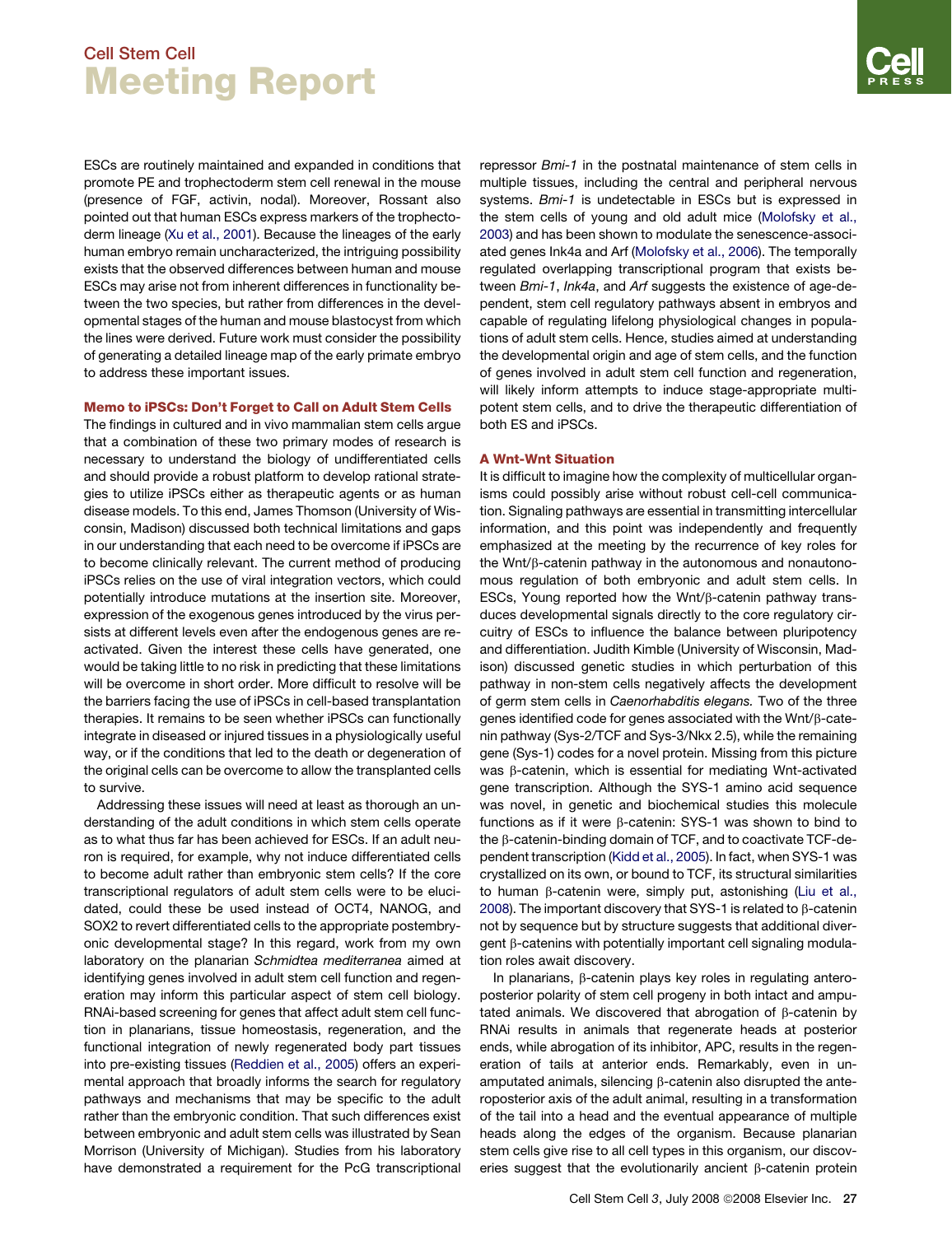ESCs are routinely maintained and expanded in conditions that promote PE and trophectoderm stem cell renewal in the mouse (presence of FGF, activin, nodal). Moreover, Rossant also pointed out that human ESCs express markers of the trophectoderm lineage (Xu et al., 2001). Because the lineages of the early human embryo remain uncharacterized, the intriguing possibility exists that the observed differences between human and mouse ESCs may arise not from inherent differences in functionality between the two species, but rather from differences in the developmental stages of the human and mouse blastocyst from which the lines were derived. Future work must consider the possibility of generating a detailed lineage map of the early primate embryo to address these important issues.

## Memo to iPSCs: Don't Forget to Call on Adult Stem Cells

The findings in cultured and in vivo mammalian stem cells argue that a combination of these two primary modes of research is necessary to understand the biology of undifferentiated cells and should provide a robust platform to develop rational strategies to utilize iPSCs either as therapeutic agents or as human disease models. To this end, James Thomson (University of Wisconsin, Madison) discussed both technical limitations and gaps in our understanding that each need to be overcome if iPSCs are to become clinically relevant. The current method of producing iPSCs relies on the use of viral integration vectors, which could potentially introduce mutations at the insertion site. Moreover, expression of the exogenous genes introduced by the virus persists at different levels even after the endogenous genes are reactivated. Given the interest these cells have generated, one would be taking little to no risk in predicting that these limitations will be overcome in short order. More difficult to resolve will be the barriers facing the use of iPSCs in cell-based transplantation therapies. It remains to be seen whether iPSCs can functionally integrate in diseased or injured tissues in a physiologically useful way, or if the conditions that led to the death or degeneration of the original cells can be overcome to allow the transplanted cells to survive.

Addressing these issues will need at least as thorough an understanding of the adult conditions in which stem cells operate as to what thus far has been achieved for ESCs. If an adult neuron is required, for example, why not induce differentiated cells to become adult rather than embryonic stem cells? If the core transcriptional regulators of adult stem cells were to be elucidated, could these be used instead of OCT4, NANOG, and SOX2 to revert differentiated cells to the appropriate postembryonic developmental stage? In this regard, work from my own laboratory on the planarian *Schmidtea mediterranea* aimed at identifying genes involved in adult stem cell function and regeneration may inform this particular aspect of stem cell biology. RNAi-based screening for genes that affect adult stem cell function in planarians, tissue homeostasis, regeneration, and the functional integration of newly regenerated body part tissues into pre-existing tissues (Reddien et al., 2005) offers an experimental approach that broadly informs the search for regulatory pathways and mechanisms that may be specific to the adult rather than the embryonic condition. That such differences exist between embryonic and adult stem cells was illustrated by Sean Morrison (University of Michigan). Studies from his laboratory have demonstrated a requirement for the PcG transcriptional repressor *Bmi-1* in the postnatal maintenance of stem cells in multiple tissues, including the central and peripheral nervous systems. *Bmi-1* is undetectable in ESCs but is expressed in the stem cells of young and old adult mice (Molofsky et al., 2003) and has been shown to modulate the senescence-associated genes Ink4a and Arf (Molofsky et al., 2006). The temporally regulated overlapping transcriptional program that exists between *Bmi-1*, *Ink4a*, and *Arf* suggests the existence of age-dependent, stem cell regulatory pathways absent in embryos and capable of regulating lifelong physiological changes in populations of adult stem cells. Hence, studies aimed at understanding the developmental origin and age of stem cells, and the function of genes involved in adult stem cell function and regeneration, will likely inform attempts to induce stage-appropriate multipotent stem cells, and to drive the therapeutic differentiation of both ES and iPSCs.

## A Wnt-Wnt Situation

It is difficult to imagine how the complexity of multicellular organisms could possibly arise without robust cell-cell communication. Signaling pathways are essential in transmitting intercellular information, and this point was independently and frequently emphasized at the meeting by the recurrence of key roles for the Wnt/β-catenin pathway in the autonomous and nonautonomous regulation of both embryonic and adult stem cells. In ESCs, Young reported how the Wnt/β-catenin pathway transduces developmental signals directly to the core regulatory circuitry of ESCs to influence the balance between pluripotency and differentiation. Judith Kimble (University of Wisconsin, Madison) discussed genetic studies in which perturbation of this pathway in non-stem cells negatively affects the development of germ stem cells in *Caenorhabditis elegans.* Two of the three genes identified code for genes associated with the Wnt/β-catenin pathway (Sys-2/TCF and Sys-3/Nkx 2.5), while the remaining gene (Sys-1) codes for a novel protein. Missing from this picture was β-catenin, which is essential for mediating Wnt-activated gene transcription. Although the SYS-1 amino acid sequence was novel, in genetic and biochemical studies this molecule functions as if it were β-catenin: SYS-1 was shown to bind to the β-catenin-binding domain of TCF, and to coactivate TCF-dependent transcription (Kidd et al., 2005). In fact, when SYS-1 was crystallized on its own, or bound to TCF, its structural similarities to human β-catenin were, simply put, astonishing (Liu et al., 2008). The important discovery that SYS-1 is related to β-catenin not by sequence but by structure suggests that additional divergent β-catenins with potentially important cell signaling modulation roles await discovery.

In planarians, β-catenin plays key roles in regulating anteroposterior polarity of stem cell progeny in both intact and amputated animals. We discovered that abrogation of β-catenin by RNAi results in animals that regenerate heads at posterior ends, while abrogation of its inhibitor, APC, results in the regeneration of tails at anterior ends. Remarkably, even in unamputated animals, silencing β-catenin also disrupted the anteroposterior axis of the adult animal, resulting in a transformation of the tail into a head and the eventual appearance of multiple heads along the edges of the organism. Because planarian stem cells give rise to all cell types in this organism, our discoveries suggest that the evolutionarily ancient β-catenin protein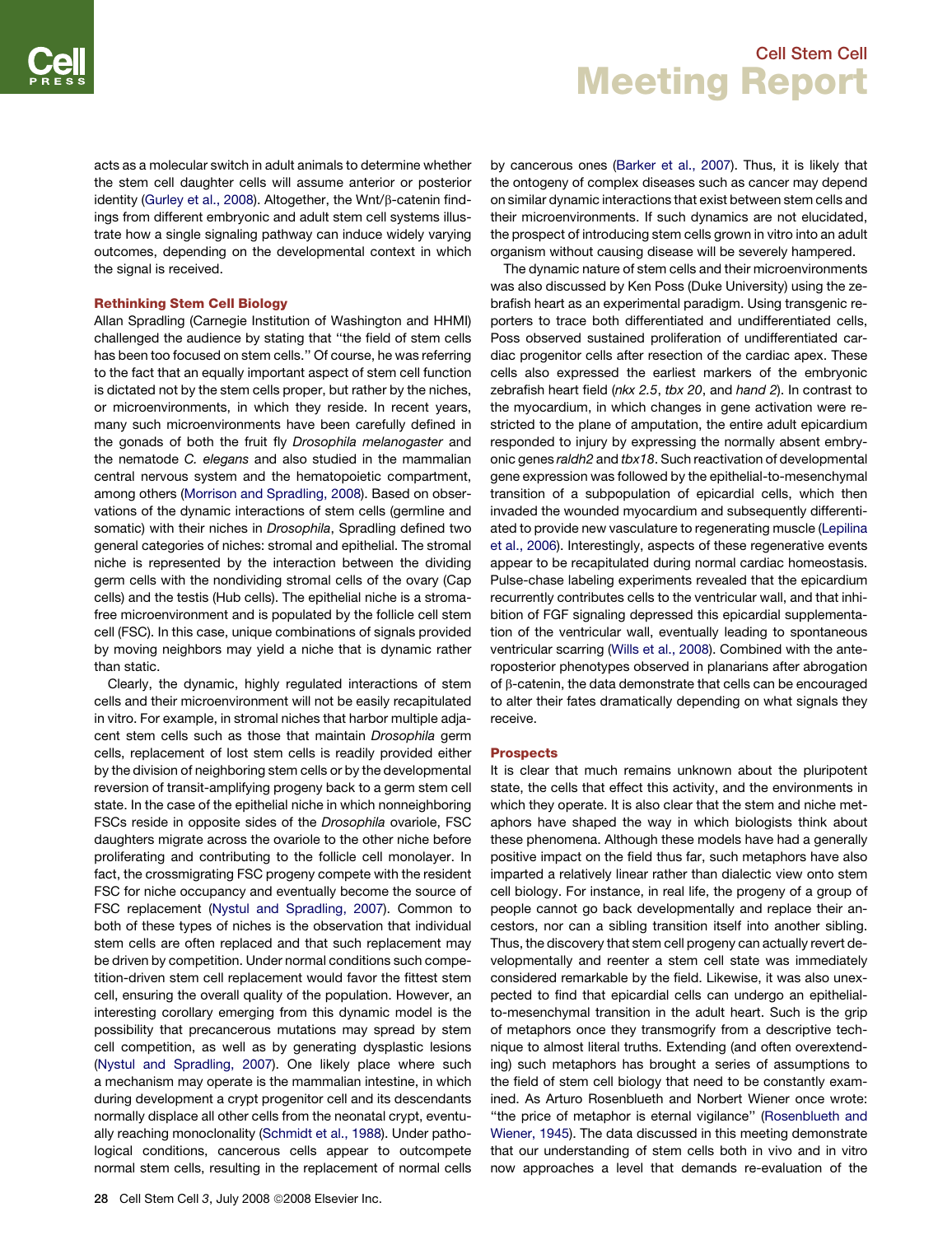acts as a molecular switch in adult animals to determine whether the stem cell daughter cells will assume anterior or posterior identity (Gurley et al., 2008). Altogether, the Wnt/β-catenin findings from different embryonic and adult stem cell systems illustrate how a single signaling pathway can induce widely varying outcomes, depending on the developmental context in which the signal is received.

## Rethinking Stem Cell Biology

Allan Spradling (Carnegie Institution of Washington and HHMI) challenged the audience by stating that ''the field of stem cells has been too focused on stem cells.'' Of course, he was referring to the fact that an equally important aspect of stem cell function is dictated not by the stem cells proper, but rather by the niches, or microenvironments, in which they reside. In recent years, many such microenvironments have been carefully defined in the gonads of both the fruit fly *Drosophila melanogaster* and the nematode *C. elegans* and also studied in the mammalian central nervous system and the hematopoietic compartment, among others (Morrison and Spradling, 2008). Based on observations of the dynamic interactions of stem cells (germline and somatic) with their niches in *Drosophila*, Spradling defined two general categories of niches: stromal and epithelial. The stromal niche is represented by the interaction between the dividing germ cells with the nondividing stromal cells of the ovary (Cap cells) and the testis (Hub cells). The epithelial niche is a stroma-free microenvironment and is populated by the follicle cell stem cell (FSC). In this case, unique combinations of signals provided by moving neighbors may yield a niche that is dynamic rather than static.

Clearly, the dynamic, highly regulated interactions of stem cells and their microenvironment will not be easily recapitulated in vitro. For example, in stromal niches that harbor multiple adjacent stem cells such as those that maintain *Drosophila* germ cells, replacement of lost stem cells is readily provided either by the division of neighboring stem cells or by the developmental reversion of transit-amplifying progeny back to a germ stem cell state. In the case of the epithelial niche in which nonneighboring FSCs reside in opposite sides of the *Drosophila* ovariole, FSC daughters migrate across the ovariole to the other niche before proliferating and contributing to the follicle cell monolayer. In fact, the crossmigrating FSC progeny compete with the resident FSC for niche occupancy and eventually become the source of FSC replacement (Nystul and Spradling, 2007). Common to both of these types of niches is the observation that individual stem cells are often replaced and that such replacement may be driven by competition. Under normal conditions such competition-driven stem cell replacement would favor the fittest stem cell, ensuring the overall quality of the population. However, an interesting corollary emerging from this dynamic model is the possibility that precancerous mutations may spread by stem cell competition, as well as by generating dysplastic lesions (Nystul and Spradling, 2007). One likely place where such a mechanism may operate is the mammalian intestine, in which during development a crypt progenitor cell and its descendants normally displace all other cells from the neonatal crypt, eventually reaching monoclonality (Schmidt et al., 1988). Under pathological conditions, cancerous cells appear to outcompete normal stem cells, resulting in the replacement of normal cells by cancerous ones (Barker et al., 2007). Thus, it is likely that the ontogeny of complex diseases such as cancer may depend on similar dynamic interactions that exist between stem cells and their microenvironments. If such dynamics are not elucidated, the prospect of introducing stem cells grown in vitro into an adult organism without causing disease will be severely hampered.

The dynamic nature of stem cells and their microenvironments was also discussed by Ken Poss (Duke University) using the zebrafish heart as an experimental paradigm. Using transgenic reporters to trace both differentiated and undifferentiated cells, Poss observed sustained proliferation of undifferentiated cardiac progenitor cells after resection of the cardiac apex. These cells also expressed the earliest markers of the embryonic zebrafish heart field (*nkx 2.5*, *tbx 20*, and *hand 2*). In contrast to the myocardium, in which changes in gene activation were restricted to the plane of amputation, the entire adult epicardium responded to injury by expressing the normally absent embryonic genes *raldh2* and *tbx18*. Such reactivation of developmental gene expression was followed by the epithelial-to-mesenchymal transition of a subpopulation of epicardial cells, which then invaded the wounded myocardium and subsequently differentiated to provide new vasculature to regenerating muscle (Lepilina et al., 2006). Interestingly, aspects of these regenerative events appear to be recapitulated during normal cardiac homeostasis. Pulse-chase labeling experiments revealed that the epicardium recurrently contributes cells to the ventricular wall, and that inhibition of FGF signaling depressed this epicardial supplementation of the ventricular wall, eventually leading to spontaneous ventricular scarring (Wills et al., 2008). Combined with the anteroposterior phenotypes observed in planarians after abrogation of β-catenin, the data demonstrate that cells can be encouraged to alter their fates dramatically depending on what signals they receive.

## Prospects

It is clear that much remains unknown about the pluripotent state, the cells that effect this activity, and the environments in which they operate. It is also clear that the stem and niche metaphors have shaped the way in which biologists think about these phenomena. Although these models have had a generally positive impact on the field thus far, such metaphors have also imparted a relatively linear rather than dialectic view onto stem cell biology. For instance, in real life, the progeny of a group of people cannot go back developmentally and replace their ancestors, nor can a sibling transition itself into another sibling. Thus, the discovery that stem cell progeny can actually revert developmentally and reenter a stem cell state was immediately considered remarkable by the field. Likewise, it was also unexpected to find that epicardial cells can undergo an epithelial-to-mesenchymal transition in the adult heart. Such is the grip of metaphors once they transmogrify from a descriptive technique to almost literal truths. Extending (and often overextending) such metaphors has brought a series of assumptions to the field of stem cell biology that need to be constantly examined. As Arturo Rosenblueth and Norbert Wiener once wrote: ''the price of metaphor is eternal vigilance'' (Rosenblueth and Wiener, 1945). The data discussed in this meeting demonstrate that our understanding of stem cells both in vivo and in vitro now approaches a level that demands re-evaluation of the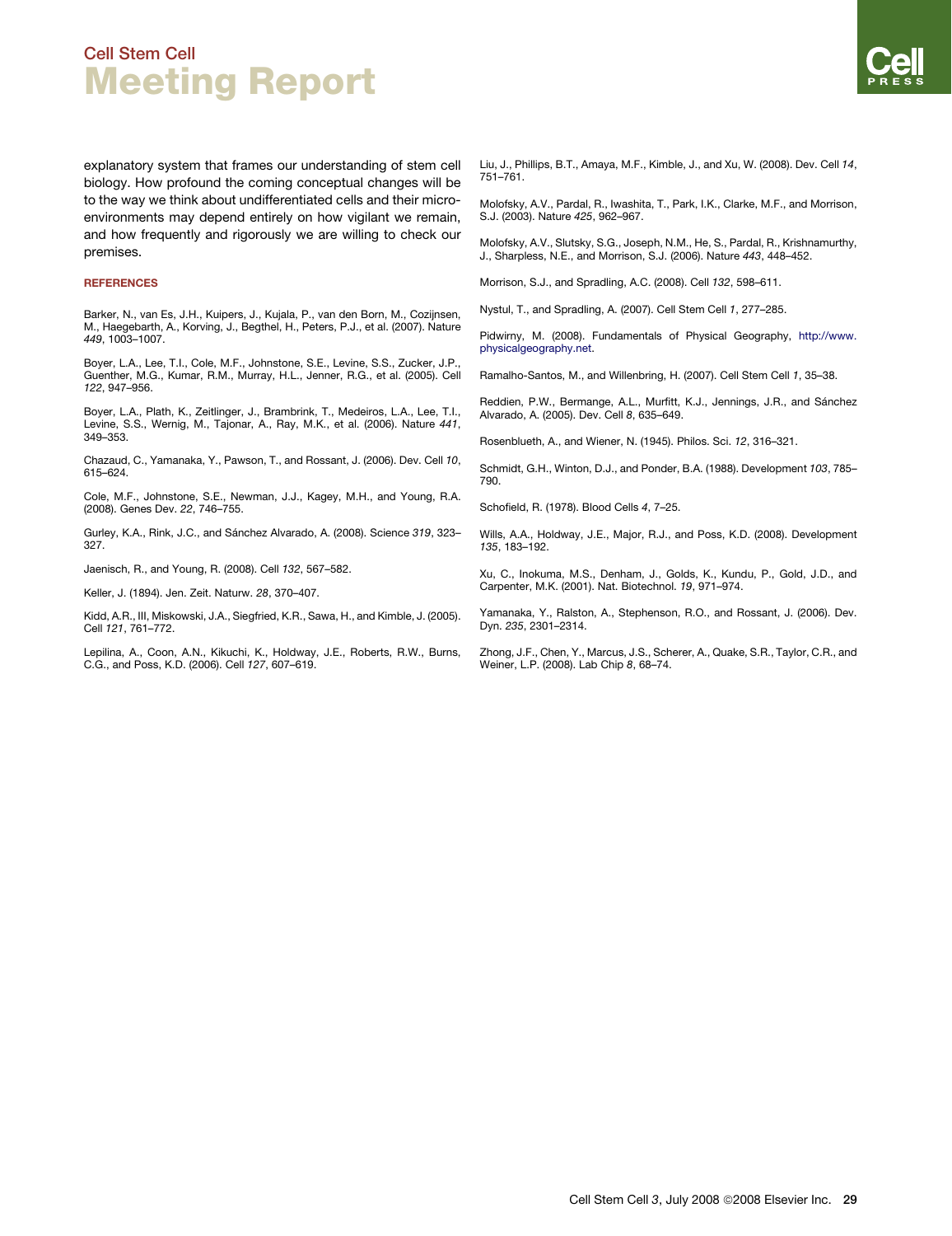explanatory system that frames our understanding of stem cell biology. How profound the coming conceptual changes will be to the way we think about undifferentiated cells and their microenvironments may depend entirely on how vigilant we remain, and how frequently and rigorously we are willing to check our premises.

## REFERENCES

Barker, N., van Es, J.H., Kuipers, J., Kujala, P., van den Born, M., Cozijnsen, M., Haegebarth, A., Korving, J., Begthel, H., Peters, P.J., et al. (2007). Nature *449*, 1003–1007.

Boyer, L.A., Lee, T.I., Cole, M.F., Johnstone, S.E., Levine, S.S., Zucker, J.P., Guenther, M.G., Kumar, R.M., Murray, H.L., Jenner, R.G., et al. (2005). Cell *122*, 947–956.

Boyer, L.A., Plath, K., Zeitlinger, J., Brambrink, T., Medeiros, L.A., Lee, T.I., Levine, S.S., Wernig, M., Tajonar, A., Ray, M.K., et al. (2006). Nature *441*, 349–353.

Chazaud, C., Yamanaka, Y., Pawson, T., and Rossant, J. (2006). Dev. Cell *10*, 615–624.

Cole, M.F., Johnstone, S.E., Newman, J.J., Kagey, M.H., and Young, R.A. (2008). Genes Dev. *22*, 746–755.

Gurley, K.A., Rink, J.C., and Sánchez Alvarado, A. (2008). Science *319*, 323–327.

Jaenisch, R., and Young, R. (2008). Cell *132*, 567–582.

Keller, J. (1894). Jen. Zeit. Naturw. *28*, 370–407.

Kidd, A.R., III, Miskowski, J.A., Siegfried, K.R., Sawa, H., and Kimble, J. (2005). Cell *121*, 761–772.

Lepilina, A., Coon, A.N., Kikuchi, K., Holdway, J.E., Roberts, R.W., Burns, C.G., and Poss, K.D. (2006). Cell *127*, 607–619.

Liu, J., Phillips, B.T., Amaya, M.F., Kimble, J., and Xu, W. (2008). Dev. Cell *14*, 751–761.

Molofsky, A.V., Pardal, R., Iwashita, T., Park, I.K., Clarke, M.F., and Morrison, S.J. (2003). Nature *425*, 962–967.

Molofsky, A.V., Slutsky, S.G., Joseph, N.M., He, S., Pardal, R., Krishnamurthy, J., Sharpless, N.E., and Morrison, S.J. (2006). Nature *443*, 448–452.

Morrison, S.J., and Spradling, A.C. (2008). Cell *132*, 598–611.

Nystul, T., and Spradling, A. (2007). Cell Stem Cell *1*, 277–285.

Pidwirny, M. (2008). Fundamentals of Physical Geography, http://www.physicalgeography.net.

Ramalho-Santos, M., and Willenbring, H. (2007). Cell Stem Cell *1*, 35–38.

Reddien, P.W., Bermange, A.L., Murfitt, K.J., Jennings, J.R., and Sánchez Alvarado, A. (2005). Dev. Cell *8*, 635–649.

Rosenblueth, A., and Wiener, N. (1945). Philos. Sci. *12*, 316–321.

Schmidt, G.H., Winton, D.J., and Ponder, B.A. (1988). Development *103*, 785–790.

Schofield, R. (1978). Blood Cells *4*, 7–25.

Wills, A.A., Holdway, J.E., Major, R.J., and Poss, K.D. (2008). Development *135*, 183–192.

Xu, C., Inokuma, M.S., Denham, J., Golds, K., Kundu, P., Gold, J.D., and Carpenter, M.K. (2001). Nat. Biotechnol. *19*, 971–974.

Yamanaka, Y., Ralston, A., Stephenson, R.O., and Rossant, J. (2006). Dev. Dyn. *235*, 2301–2314.

Zhong, J.F., Chen, Y., Marcus, J.S., Scherer, A., Quake, S.R., Taylor, C.R., and Weiner, L.P. (2008). Lab Chip *8*, 68–74.